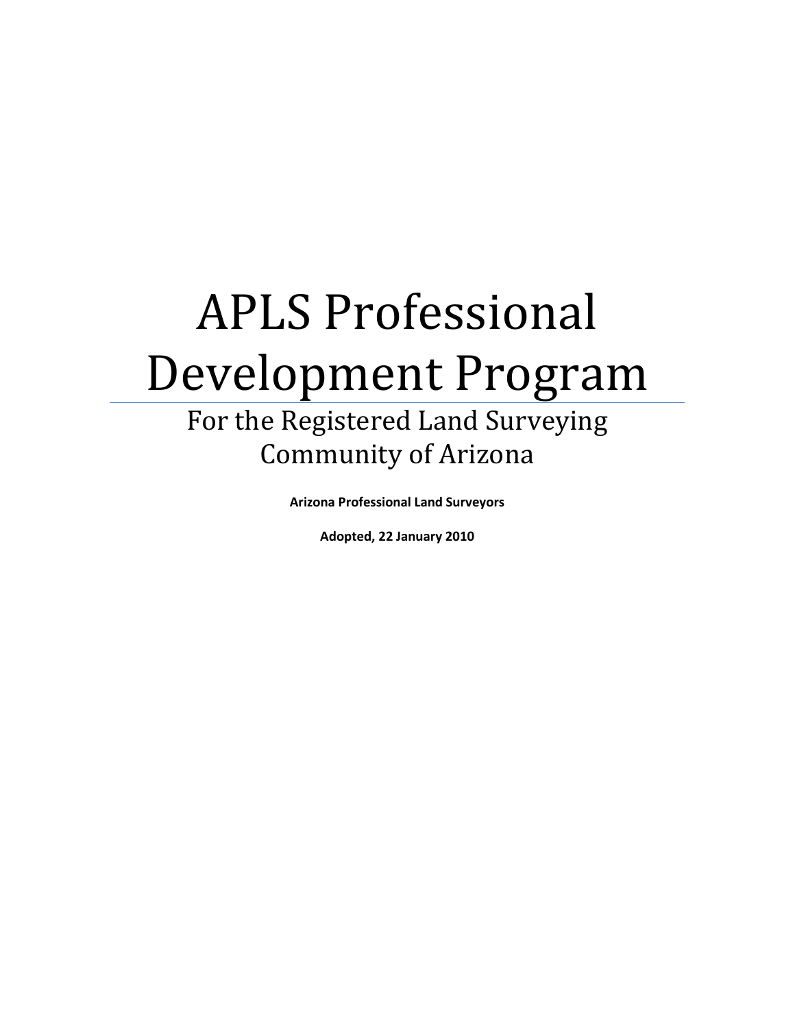# APLS Professional Development Program

## For the Registered Land Surveying Community of Arizona

**Arizona Professional Land Surveyors**

**Adopted, 22 January 2010**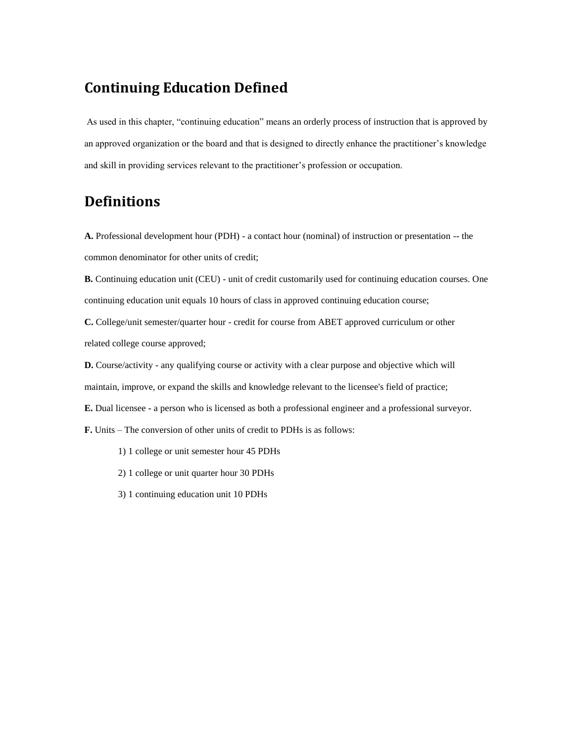## Continuing Education Defined

As used in this chapter, “continuing education” means an orderly process of instruction that is approved by an approved organization or the board and that is designed to directly enhance the practitioner’s knowledge and skill in providing services relevant to the practitioner’s profession or occupation.

## Definitions

**A.** Professional development hour (PDH) - a contact hour (nominal) of instruction or presentation -- the common denominator for other units of credit;

**B.** Continuing education unit (CEU) - unit of credit customarily used for continuing education courses. One continuing education unit equals 10 hours of class in approved continuing education course;

**C.** College/unit semester/quarter hour - credit for course from ABET approved curriculum or other related college course approved;

**D.** Course/activity - any qualifying course or activity with a clear purpose and objective which will maintain, improve, or expand the skills and knowledge relevant to the licensee's field of practice;

**E.** Dual licensee **-** a person who is licensed as both a professional engineer and a professional surveyor.

**F.** Units – The conversion of other units of credit to PDHs is as follows:

1) 1 college or unit semester hour 45 PDHs

2) 1 college or unit quarter hour 30 PDHs

3) 1 continuing education unit 10 PDHs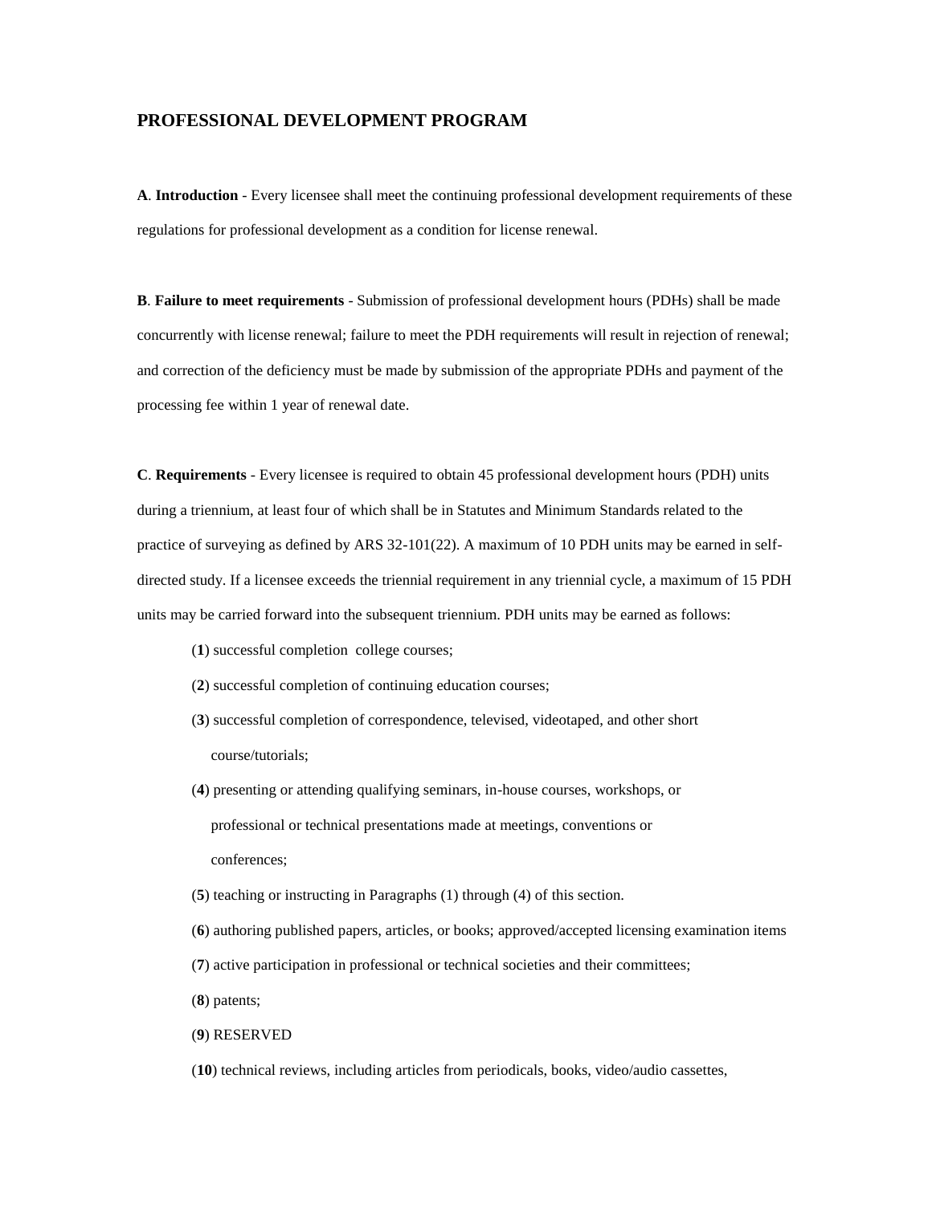## PROFESSIONAL DEVELOPMENT PROGRAM

**A**. **Introduction** - Every licensee shall meet the continuing professional development requirements of these regulations for professional development as a condition for license renewal.

**B**. **Failure to meet requirements** - Submission of professional development hours (PDHs) shall be made concurrently with license renewal; failure to meet the PDH requirements will result in rejection of renewal; and correction of the deficiency must be made by submission of the appropriate PDHs and payment of the processing fee within 1 year of renewal date.

**C**. **Requirements** - Every licensee is required to obtain 45 professional development hours (PDH) units during a triennium, at least four of which shall be in Statutes and Minimum Standards related to the practice of surveying as defined by ARS 32-101(22). A maximum of 10 PDH units may be earned in self-directed study. If a licensee exceeds the triennial requirement in any triennial cycle, a maximum of 15 PDH units may be carried forward into the subsequent triennium. PDH units may be earned as follows:

(**1**) successful completion college courses;

(**2**) successful completion of continuing education courses;

(**3**) successful completion of correspondence, televised, videotaped, and other short course/tutorials;

(**4**) presenting or attending qualifying seminars, in-house courses, workshops, or professional or technical presentations made at meetings, conventions or conferences;

(**5**) teaching or instructing in Paragraphs (1) through (4) of this section.

(**6**) authoring published papers, articles, or books; approved/accepted licensing examination items

(**7**) active participation in professional or technical societies and their committees;

(**8**) patents;

(**9**) RESERVED

(**10**) technical reviews, including articles from periodicals, books, video/audio cassettes,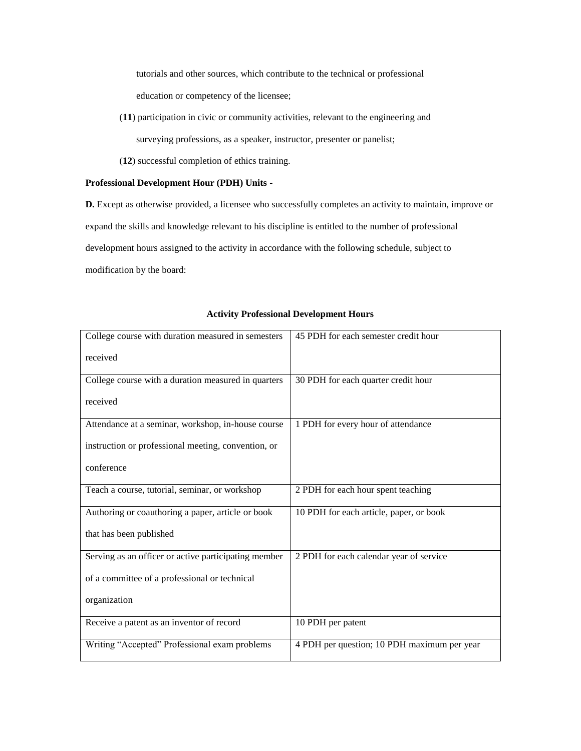tutorials and other sources, which contribute to the technical or professional education or competency of the licensee;

(**11**) participation in civic or community activities, relevant to the engineering and surveying professions, as a speaker, instructor, presenter or panelist;

(**12**) successful completion of ethics training.

**Professional Development Hour (PDH) Units -**

**D.** Except as otherwise provided, a licensee who successfully completes an activity to maintain, improve or expand the skills and knowledge relevant to his discipline is entitled to the number of professional development hours assigned to the activity in accordance with the following schedule, subject to modification by the board:

**Activity Professional Development Hours**

| | |
|---|---|
| College course with duration measured in semesters received | 45 PDH for each semester credit hour |
| College course with a duration measured in quarters received | 30 PDH for each quarter credit hour |
| Attendance at a seminar, workshop, in-house course instruction or professional meeting, convention, or conference | 1 PDH for every hour of attendance |
| Teach a course, tutorial, seminar, or workshop | 2 PDH for each hour spent teaching |
| Authoring or coauthoring a paper, article or book that has been published | 10 PDH for each article, paper, or book |
| Serving as an officer or active participating member of a committee of a professional or technical organization | 2 PDH for each calendar year of service |
| Receive a patent as an inventor of record | 10 PDH per patent |
| Writing "Accepted" Professional exam problems | 4 PDH per question; 10 PDH maximum per year |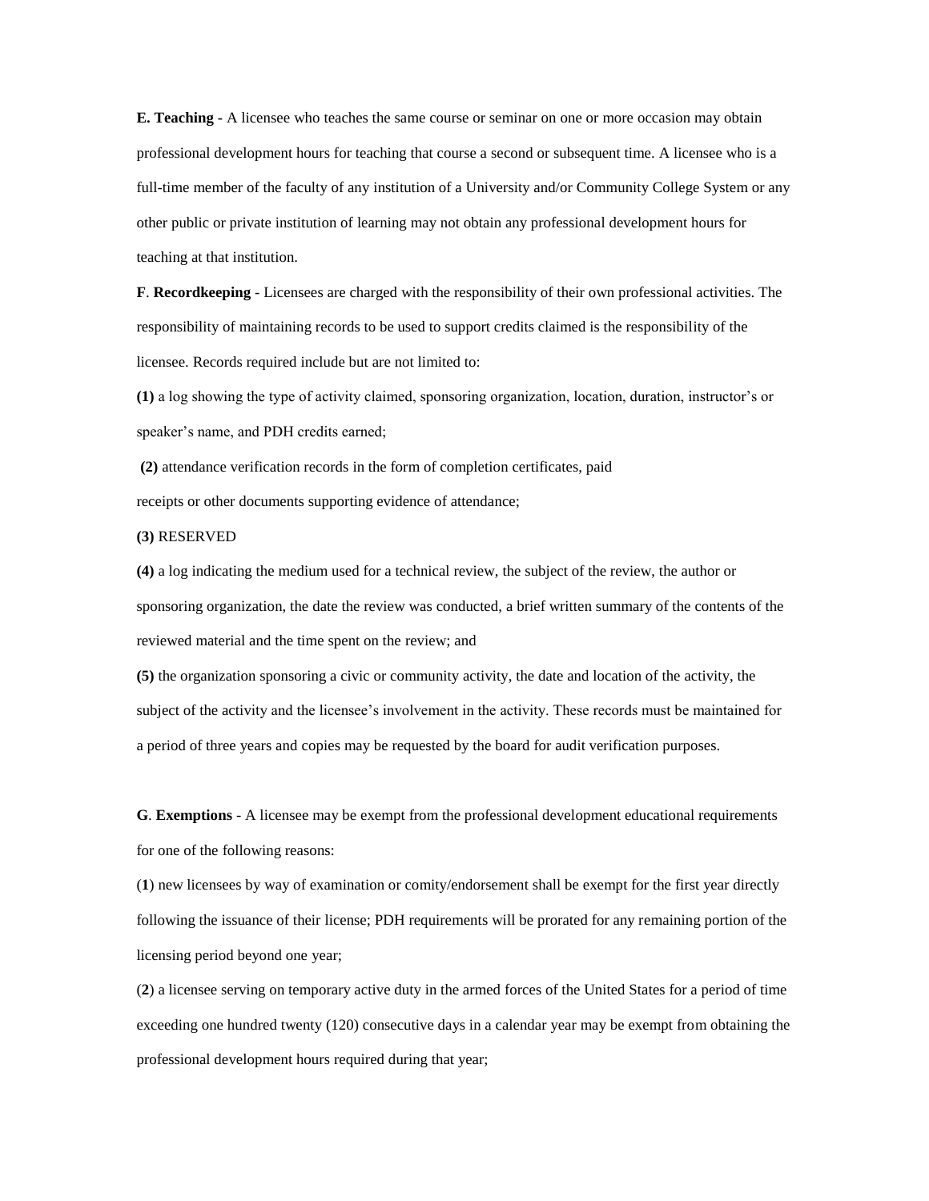**E. Teaching -** A licensee who teaches the same course or seminar on one or more occasion may obtain professional development hours for teaching that course a second or subsequent time. A licensee who is a full-time member of the faculty of any institution of a University and/or Community College System or any other public or private institution of learning may not obtain any professional development hours for teaching at that institution.

**F**. **Recordkeeping** - Licensees are charged with the responsibility of their own professional activities. The responsibility of maintaining records to be used to support credits claimed is the responsibility of the licensee. Records required include but are not limited to:

**(1)** a log showing the type of activity claimed, sponsoring organization, location, duration, instructor's or speaker's name, and PDH credits earned;

**(2)** attendance verification records in the form of completion certificates, paid receipts or other documents supporting evidence of attendance;

**(3)** RESERVED

**(4)** a log indicating the medium used for a technical review, the subject of the review, the author or sponsoring organization, the date the review was conducted, a brief written summary of the contents of the reviewed material and the time spent on the review; and

**(5)** the organization sponsoring a civic or community activity, the date and location of the activity, the subject of the activity and the licensee's involvement in the activity. These records must be maintained for a period of three years and copies may be requested by the board for audit verification purposes.

**G**. **Exemptions** - A licensee may be exempt from the professional development educational requirements for one of the following reasons:

(**1**) new licensees by way of examination or comity/endorsement shall be exempt for the first year directly following the issuance of their license; PDH requirements will be prorated for any remaining portion of the licensing period beyond one year;

(**2**) a licensee serving on temporary active duty in the armed forces of the United States for a period of time exceeding one hundred twenty (120) consecutive days in a calendar year may be exempt from obtaining the professional development hours required during that year;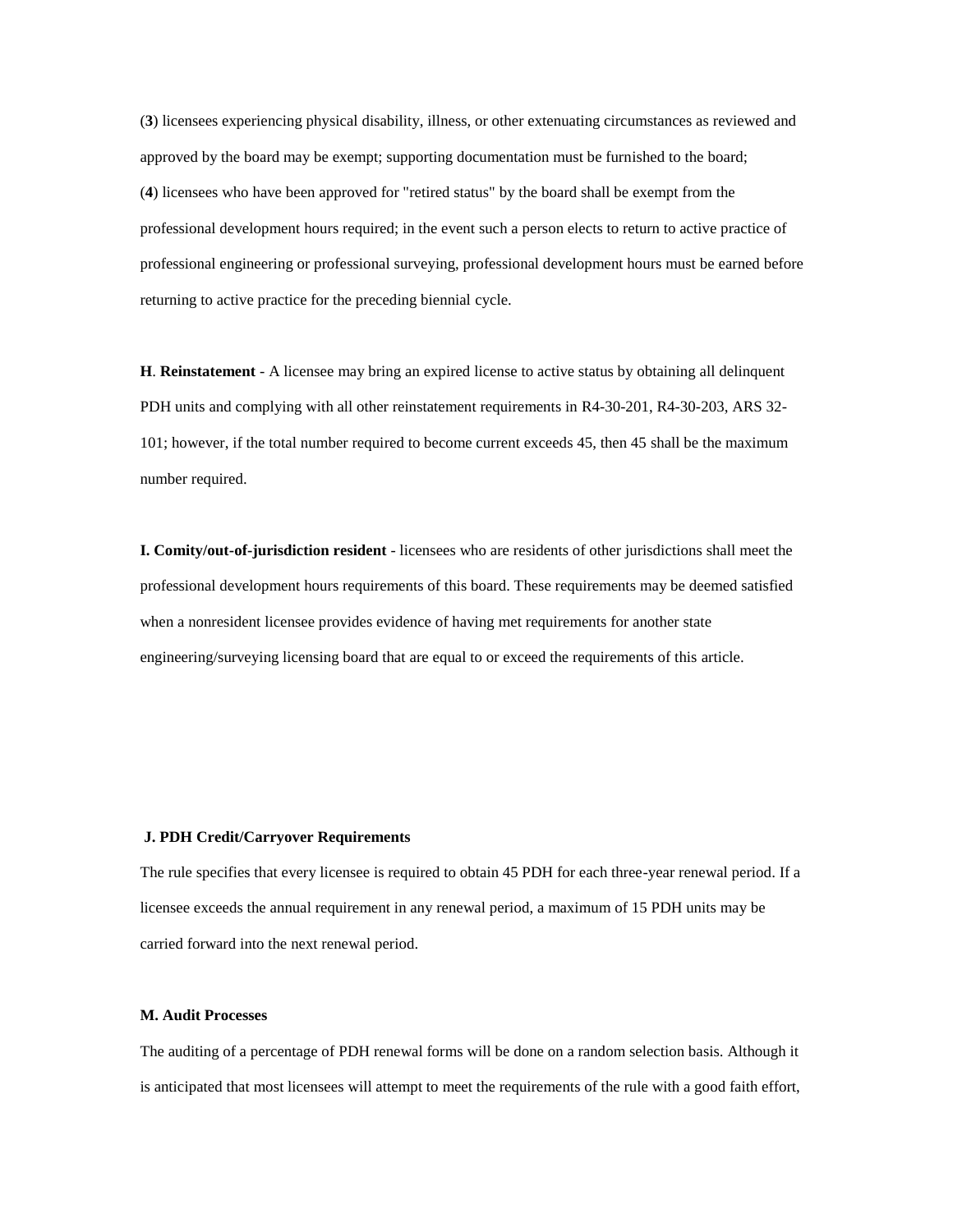(**3**) licensees experiencing physical disability, illness, or other extenuating circumstances as reviewed and approved by the board may be exempt; supporting documentation must be furnished to the board;

(**4**) licensees who have been approved for "retired status" by the board shall be exempt from the professional development hours required; in the event such a person elects to return to active practice of professional engineering or professional surveying, professional development hours must be earned before returning to active practice for the preceding biennial cycle.

**H**. **Reinstatement** - A licensee may bring an expired license to active status by obtaining all delinquent PDH units and complying with all other reinstatement requirements in R4-30-201, R4-30-203, ARS 32-101; however, if the total number required to become current exceeds 45, then 45 shall be the maximum number required.

**I. Comity/out-of-jurisdiction resident** - licensees who are residents of other jurisdictions shall meet the professional development hours requirements of this board. These requirements may be deemed satisfied when a nonresident licensee provides evidence of having met requirements for another state engineering/surveying licensing board that are equal to or exceed the requirements of this article.

**J. PDH Credit/Carryover Requirements**

The rule specifies that every licensee is required to obtain 45 PDH for each three-year renewal period. If a licensee exceeds the annual requirement in any renewal period, a maximum of 15 PDH units may be carried forward into the next renewal period.

**M. Audit Processes**

The auditing of a percentage of PDH renewal forms will be done on a random selection basis. Although it is anticipated that most licensees will attempt to meet the requirements of the rule with a good faith effort,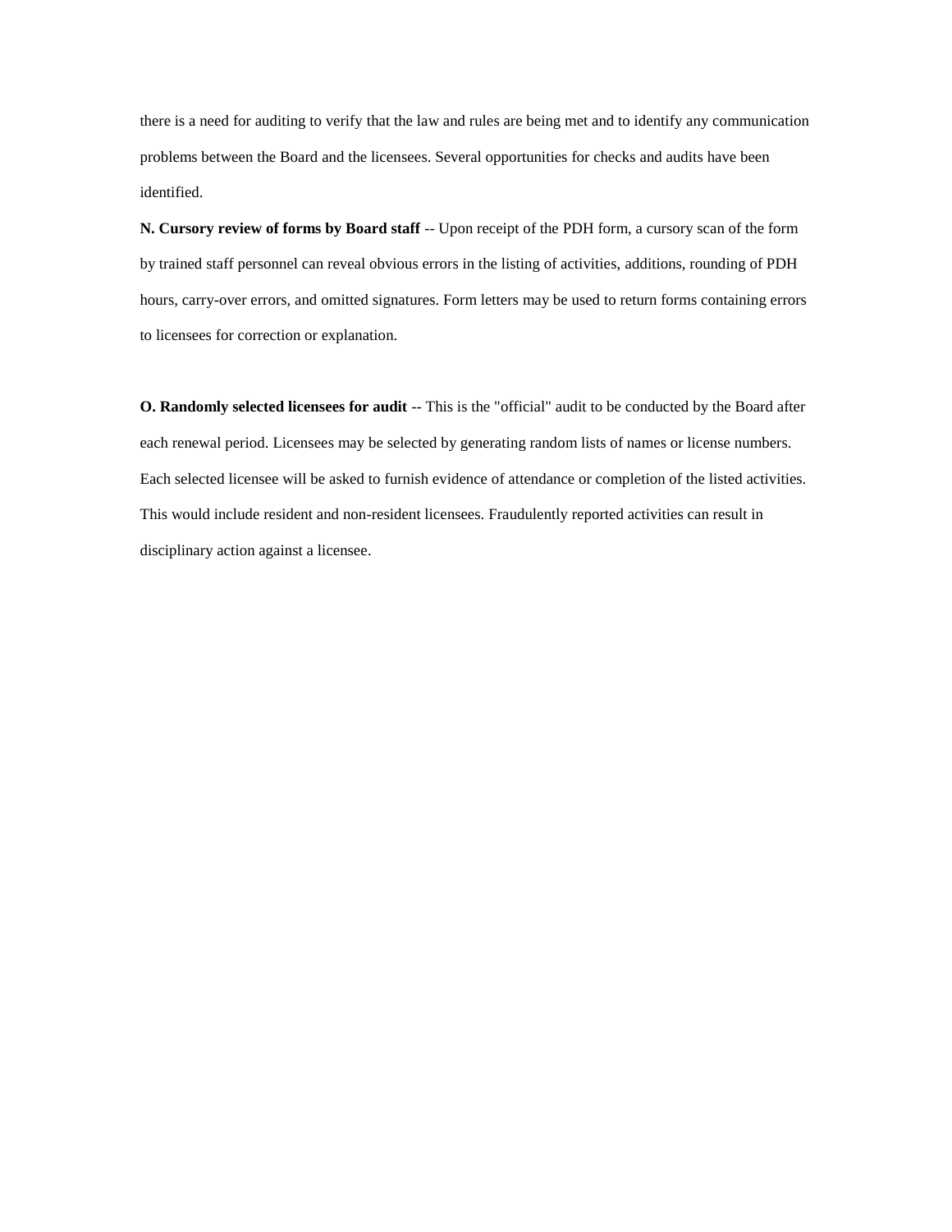there is a need for auditing to verify that the law and rules are being met and to identify any communication problems between the Board and the licensees. Several opportunities for checks and audits have been identified.

**N. Cursory review of forms by Board staff** -- Upon receipt of the PDH form, a cursory scan of the form by trained staff personnel can reveal obvious errors in the listing of activities, additions, rounding of PDH hours, carry-over errors, and omitted signatures. Form letters may be used to return forms containing errors to licensees for correction or explanation.

**O. Randomly selected licensees for audit** -- This is the "official" audit to be conducted by the Board after each renewal period. Licensees may be selected by generating random lists of names or license numbers. Each selected licensee will be asked to furnish evidence of attendance or completion of the listed activities. This would include resident and non-resident licensees. Fraudulently reported activities can result in disciplinary action against a licensee.